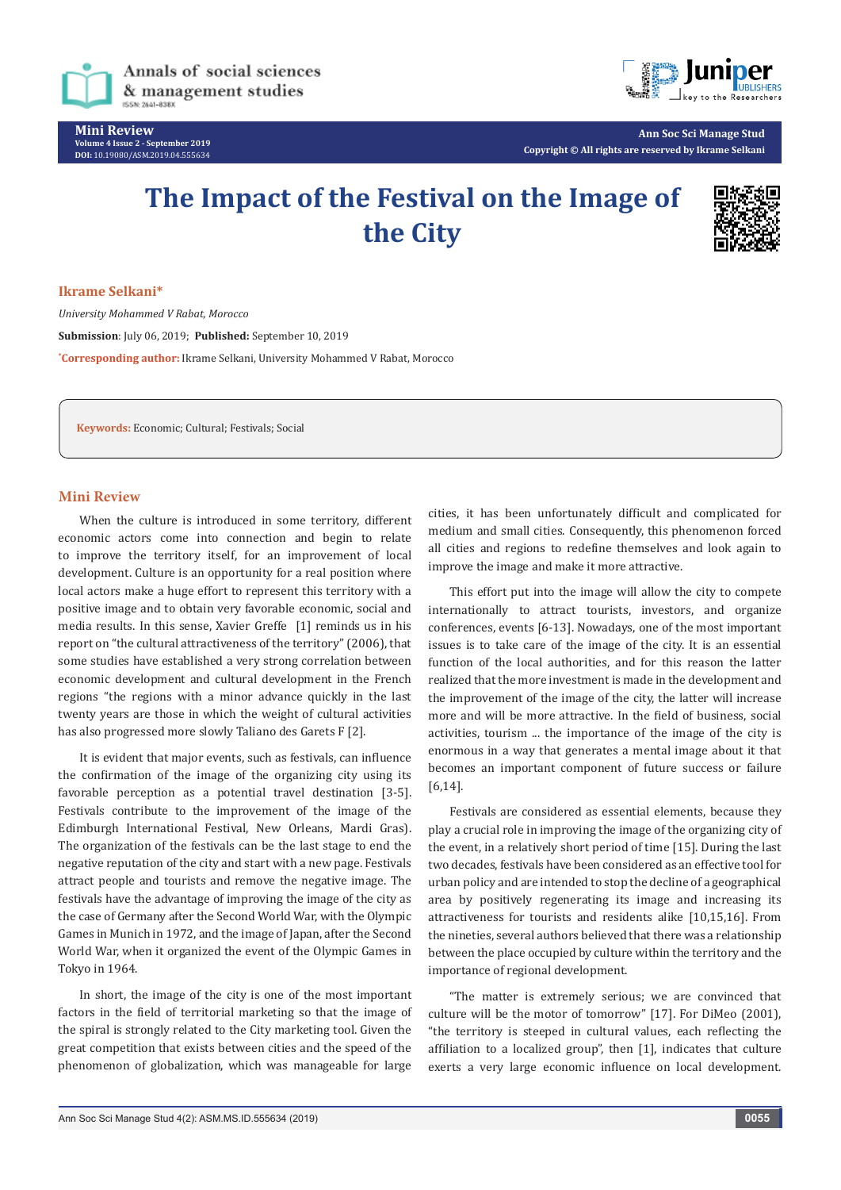# The Impact of the Festival on the Image of the City

**Ikrame Selkani***

*University Mohammed V Rabat, Morocco*

**Submission**: July 06, 2019; **Published:** September 10, 2019

*Corresponding author: Ikrame Selkani, University Mohammed V Rabat, Morocco

**Keywords:** Economic; Cultural; Festivals; Social

## Mini Review

When the culture is introduced in some territory, different economic actors come into connection and begin to relate to improve the territory itself, for an improvement of local development. Culture is an opportunity for a real position where local actors make a huge effort to represent this territory with a positive image and to obtain very favorable economic, social and media results. In this sense, Xavier Greffe [1] reminds us in his report on "the cultural attractiveness of the territory" (2006), that some studies have established a very strong correlation between economic development and cultural development in the French regions "the regions with a minor advance quickly in the last twenty years are those in which the weight of cultural activities has also progressed more slowly Taliano des Garets F [2].

It is evident that major events, such as festivals, can influence the confirmation of the image of the organizing city using its favorable perception as a potential travel destination [3-5]. Festivals contribute to the improvement of the image of the Edimburgh International Festival, New Orleans, Mardi Gras). The organization of the festivals can be the last stage to end the negative reputation of the city and start with a new page. Festivals attract people and tourists and remove the negative image. The festivals have the advantage of improving the image of the city as the case of Germany after the Second World War, with the Olympic Games in Munich in 1972, and the image of Japan, after the Second World War, when it organized the event of the Olympic Games in Tokyo in 1964.

In short, the image of the city is one of the most important factors in the field of territorial marketing so that the image of the spiral is strongly related to the City marketing tool. Given the great competition that exists between cities and the speed of the phenomenon of globalization, which was manageable for large cities, it has been unfortunately difficult and complicated for medium and small cities. Consequently, this phenomenon forced all cities and regions to redefine themselves and look again to improve the image and make it more attractive.

This effort put into the image will allow the city to compete internationally to attract tourists, investors, and organize conferences, events [6-13]. Nowadays, one of the most important issues is to take care of the image of the city. It is an essential function of the local authorities, and for this reason the latter realized that the more investment is made in the development and the improvement of the image of the city, the latter will increase more and will be more attractive. In the field of business, social activities, tourism ... the importance of the image of the city is enormous in a way that generates a mental image about it that becomes an important component of future success or failure [6,14].

Festivals are considered as essential elements, because they play a crucial role in improving the image of the organizing city of the event, in a relatively short period of time [15]. During the last two decades, festivals have been considered as an effective tool for urban policy and are intended to stop the decline of a geographical area by positively regenerating its image and increasing its attractiveness for tourists and residents alike [10,15,16]. From the nineties, several authors believed that there was a relationship between the place occupied by culture within the territory and the importance of regional development.

"The matter is extremely serious; we are convinced that culture will be the motor of tomorrow" [17]. For DiMeo (2001), "the territory is steeped in cultural values, each reflecting the affiliation to a localized group", then [1], indicates that culture exerts a very large economic influence on local development.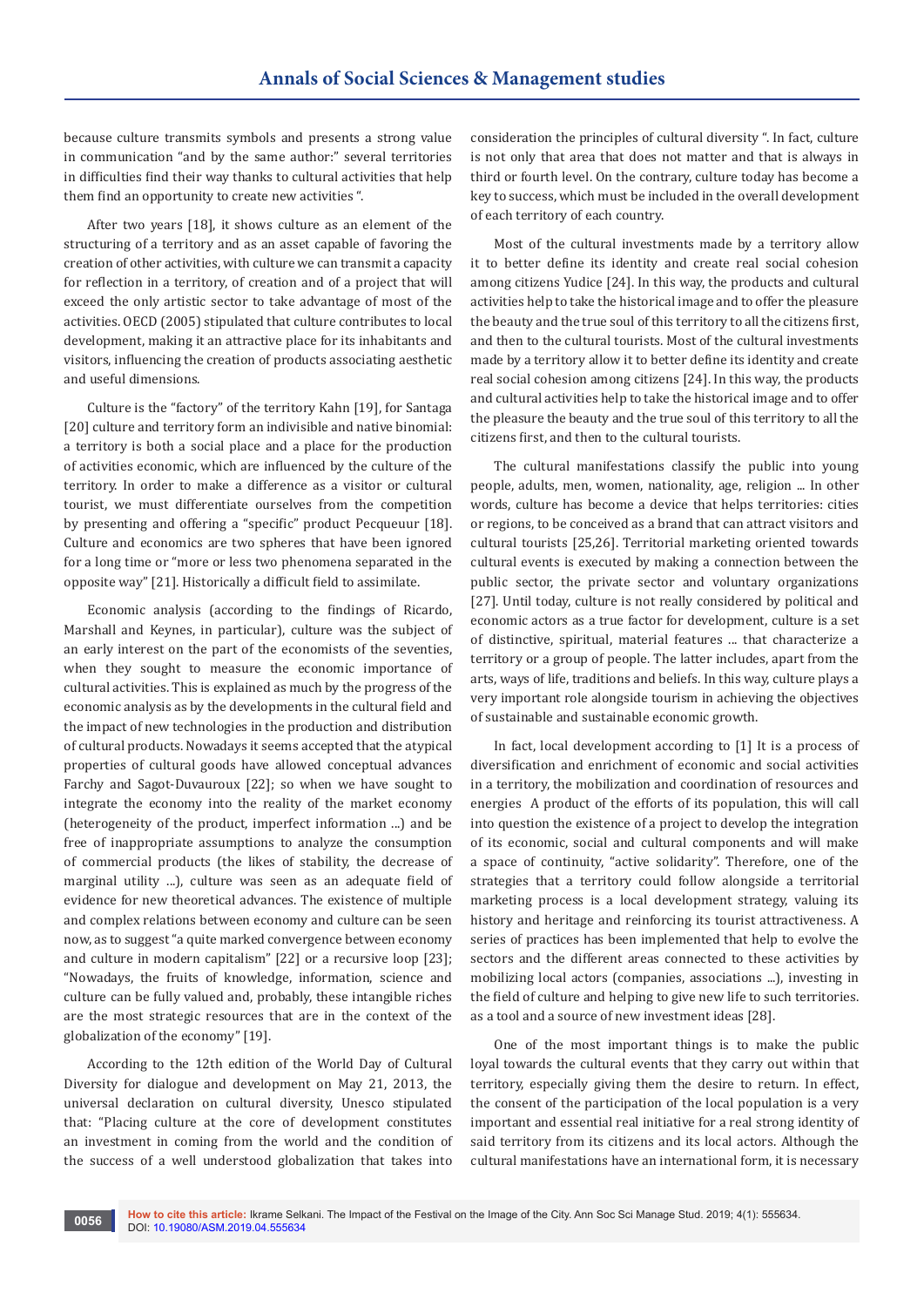because culture transmits symbols and presents a strong value in communication "and by the same author:" several territories in difficulties find their way thanks to cultural activities that help them find an opportunity to create new activities ".

After two years [18], it shows culture as an element of the structuring of a territory and as an asset capable of favoring the creation of other activities, with culture we can transmit a capacity for reflection in a territory, of creation and of a project that will exceed the only artistic sector to take advantage of most of the activities. OECD (2005) stipulated that culture contributes to local development, making it an attractive place for its inhabitants and visitors, influencing the creation of products associating aesthetic and useful dimensions.

Culture is the "factory" of the territory Kahn [19], for Santaga [20] culture and territory form an indivisible and native binomial: a territory is both a social place and a place for the production of activities economic, which are influenced by the culture of the territory. In order to make a difference as a visitor or cultural tourist, we must differentiate ourselves from the competition by presenting and offering a "specific" product Pecqueuur [18]. Culture and economics are two spheres that have been ignored for a long time or "more or less two phenomena separated in the opposite way" [21]. Historically a difficult field to assimilate.

Economic analysis (according to the findings of Ricardo, Marshall and Keynes, in particular), culture was the subject of an early interest on the part of the economists of the seventies, when they sought to measure the economic importance of cultural activities. This is explained as much by the progress of the economic analysis as by the developments in the cultural field and the impact of new technologies in the production and distribution of cultural products. Nowadays it seems accepted that the atypical properties of cultural goods have allowed conceptual advances Farchy and Sagot-Duvauroux [22]; so when we have sought to integrate the economy into the reality of the market economy (heterogeneity of the product, imperfect information ...) and be free of inappropriate assumptions to analyze the consumption of commercial products (the likes of stability, the decrease of marginal utility ...), culture was seen as an adequate field of evidence for new theoretical advances. The existence of multiple and complex relations between economy and culture can be seen now, as to suggest "a quite marked convergence between economy and culture in modern capitalism" [22] or a recursive loop [23]; "Nowadays, the fruits of knowledge, information, science and culture can be fully valued and, probably, these intangible riches are the most strategic resources that are in the context of the globalization of the economy" [19].

According to the 12th edition of the World Day of Cultural Diversity for dialogue and development on May 21, 2013, the universal declaration on cultural diversity, Unesco stipulated that: "Placing culture at the core of development constitutes an investment in coming from the world and the condition of the success of a well understood globalization that takes into consideration the principles of cultural diversity ". In fact, culture is not only that area that does not matter and that is always in third or fourth level. On the contrary, culture today has become a key to success, which must be included in the overall development of each territory of each country.

Most of the cultural investments made by a territory allow it to better define its identity and create real social cohesion among citizens Yudice [24]. In this way, the products and cultural activities help to take the historical image and to offer the pleasure the beauty and the true soul of this territory to all the citizens first, and then to the cultural tourists. Most of the cultural investments made by a territory allow it to better define its identity and create real social cohesion among citizens [24]. In this way, the products and cultural activities help to take the historical image and to offer the pleasure the beauty and the true soul of this territory to all the citizens first, and then to the cultural tourists.

The cultural manifestations classify the public into young people, adults, men, women, nationality, age, religion ... In other words, culture has become a device that helps territories: cities or regions, to be conceived as a brand that can attract visitors and cultural tourists [25,26]. Territorial marketing oriented towards cultural events is executed by making a connection between the public sector, the private sector and voluntary organizations [27]. Until today, culture is not really considered by political and economic actors as a true factor for development, culture is a set of distinctive, spiritual, material features ... that characterize a territory or a group of people. The latter includes, apart from the arts, ways of life, traditions and beliefs. In this way, culture plays a very important role alongside tourism in achieving the objectives of sustainable and sustainable economic growth.

In fact, local development according to [1] It is a process of diversification and enrichment of economic and social activities in a territory, the mobilization and coordination of resources and energies A product of the efforts of its population, this will call into question the existence of a project to develop the integration of its economic, social and cultural components and will make a space of continuity, "active solidarity". Therefore, one of the strategies that a territory could follow alongside a territorial marketing process is a local development strategy, valuing its history and heritage and reinforcing its tourist attractiveness. A series of practices has been implemented that help to evolve the sectors and the different areas connected to these activities by mobilizing local actors (companies, associations ...), investing in the field of culture and helping to give new life to such territories. as a tool and a source of new investment ideas [28].

One of the most important things is to make the public loyal towards the cultural events that they carry out within that territory, especially giving them the desire to return. In effect, the consent of the participation of the local population is a very important and essential real initiative for a real strong identity of said territory from its citizens and its local actors. Although the cultural manifestations have an international form, it is necessary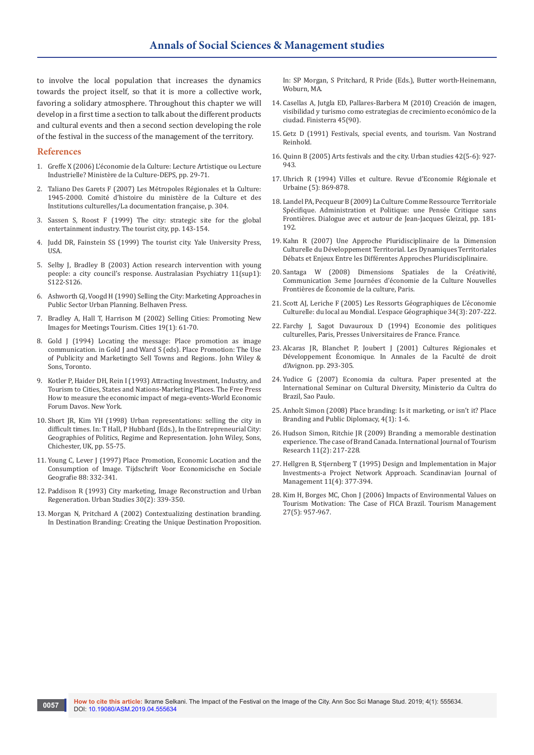to involve the local population that increases the dynamics towards the project itself, so that it is more a collective work, favoring a solidary atmosphere. Throughout this chapter we will develop in a first time a section to talk about the different products and cultural events and then a second section developing the role of the festival in the success of the management of the territory.

## References

1. Greffe X (2006) L'économie de la Culture: Lecture Artistique ou Lecture Industrielle? Ministère de la Culture-DEPS, pp. 29-71.
2. Taliano Des Garets F (2007) Les Métropoles Régionales et la Culture: 1945-2000. Comité d'histoire du ministère de la Culture et des Institutions culturelles/La documentation française, p. 304.
3. Sassen S, Roost F (1999) The city: strategic site for the global entertainment industry. The tourist city, pp. 143-154.
4. Judd DR, Fainstein SS (1999) The tourist city. Yale University Press, USA.
5. Selby J, Bradley B (2003) Action research intervention with young people: a city council's response. Australasian Psychiatry 11(sup1): S122-S126.
6. Ashworth GJ, Voogd H (1990) Selling the City: Marketing Approaches in Public Sector Urban Planning. Belhaven Press.
7. Bradley A, Hall T, Harrison M (2002) Selling Cities: Promoting New Images for Meetings Tourism. Cities 19(1): 61-70.
8. Gold J (1994) Locating the message: Place promotion as image communication. in Gold J and Ward S (eds). Place Promotion: The Use of Publicity and Marketingto Sell Towns and Regions. John Wiley & Sons, Toronto.
9. Kotler P, Haider DH, Rein I (1993) Attracting Investment, Industry, and Tourism to Cities, States and Nations-Marketing Places. The Free Press How to measure the economic impact of mega-events-World Economic Forum Davos. New York.
10. Short JR, Kim YH (1998) Urban representations: selling the city in difficult times. In: T Hall, P Hubbard (Eds.), In the Entrepreneurial City: Geographies of Politics, Regime and Representation. John Wiley, Sons, Chichester, UK, pp. 55-75.
11. Young C, Lever J (1997) Place Promotion, Economic Location and the Consumption of Image. Tijdschrift Voor Economicische en Sociale Geografie 88: 332-341.
12. Paddison R (1993) City marketing, Image Reconstruction and Urban Regeneration. Urban Studies 30(2): 339-350.
13. Morgan N, Pritchard A (2002) Contextualizing destination branding. In Destination Branding: Creating the Unique Destination Proposition. In: SP Morgan, S Pritchard, R Pride (Eds.), Butter worth-Heinemann, Woburn, MA.
14. Casellas A, Jutgla ED, Pallares-Barbera M (2010) Creación de imagen, visibilidad y turismo como estrategias de crecimiento económico de la ciudad. Finisterra 45(90).
15. Getz D (1991) Festivals, special events, and tourism. Van Nostrand Reinhold.
16. Quinn B (2005) Arts festivals and the city. Urban studies 42(5-6): 927-943.
17. Uhrich R (1994) Villes et culture. Revue d'Economie Régionale et Urbaine (5): 869-878.
18. Landel PA, Pecqueur B (2009) La Culture Comme Ressource Territoriale Spécifique. Administration et Politique: une Pensée Critique sans Frontières. Dialogue avec et autour de Jean-Jacques Gleizal, pp. 181-192.
19. Kahn R (2007) Une Approche Pluridisciplinaire de la Dimension Culturelle du Développement Territorial. Les Dynamiques Territoriales Débats et Enjeux Entre les Différentes Approches Pluridisciplinaire.
20. Santaga W (2008) Dimensions Spatiales de la Créativité, Communication 3eme Journées d'économie de la Culture Nouvelles Frontières de Économie de la culture, Paris.
21. Scott AJ, Leriche F (2005) Les Ressorts Géographiques de L'économie Culturelle: du local au Mondial. L'espace Géographique 34(3): 207-222.
22. Farchy J, Sagot Duvauroux D (1994) Economie des politiques culturelles, Paris, Presses Universitaires de France. France.
23. Alcaras JR, Blanchet P, Joubert J (2001) Cultures Régionales et Développement Économique. In Annales de la Faculté de droit d'Avignon. pp. 293-305.
24. Yudice G (2007) Economia da cultura. Paper presented at the International Seminar on Cultural Diversity, Ministerio da Cultra do Brazil, Sao Paulo.
25. Anholt Simon (2008) Place branding: Is it marketing, or isn't it? Place Branding and Public Diplomacy, 4(1): 1-6.
26. Hudson Simon, Ritchie JR (2009) Branding a memorable destination experience. The case of Brand Canada. International Journal of Tourism Research 11(2): 217-228.
27. Hellgren B, Stjernberg T (1995) Design and Implementation in Major Investments-a Project Network Approach. Scandinavian Journal of Management 11(4): 377-394.
28. Kim H, Borges MC, Chon J (2006) Impacts of Environmental Values on Tourism Motivation: The Case of FICA Brazil. Tourism Management 27(5): 957-967.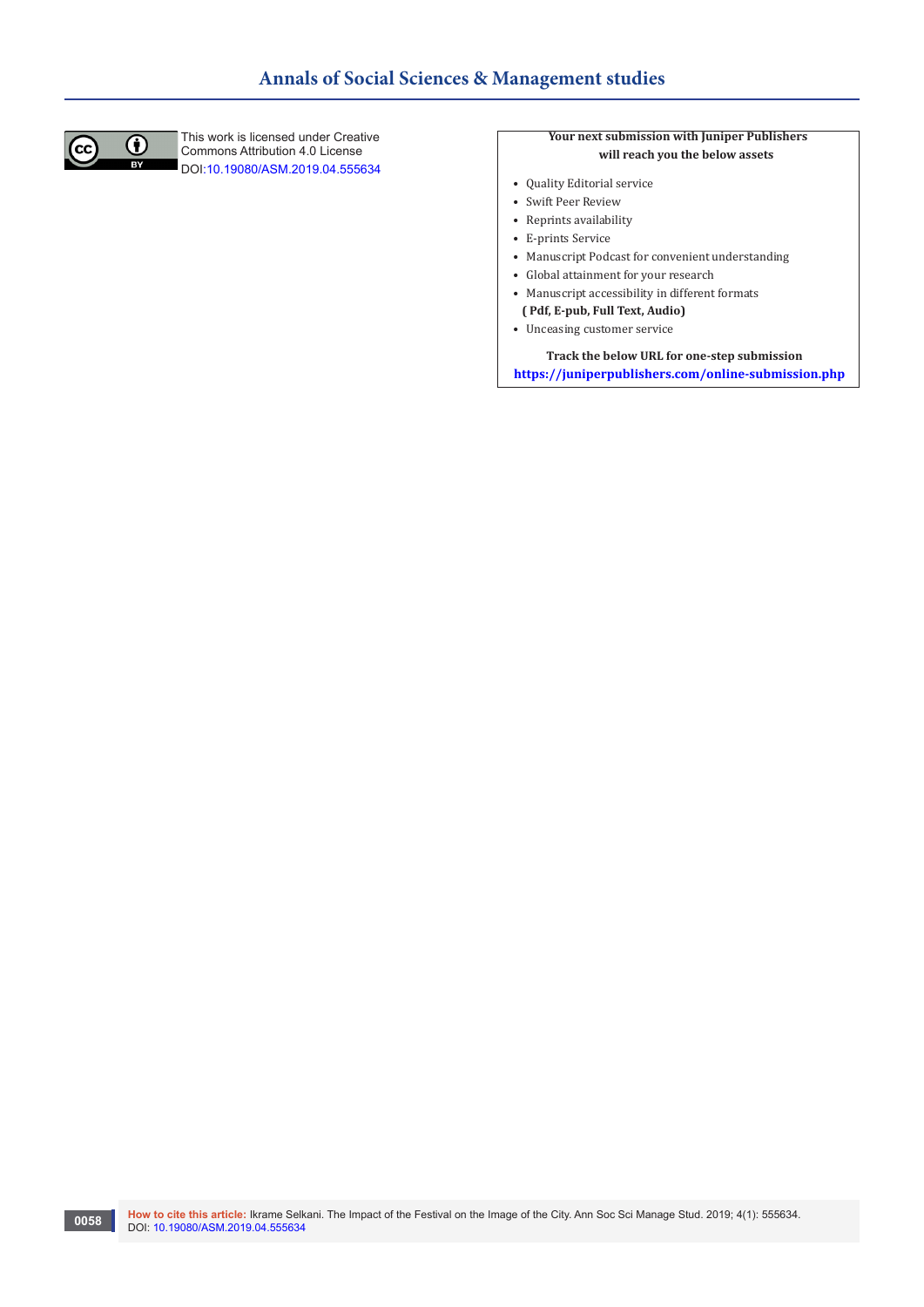This work is licensed under Creative Commons Attribution 4.0 License
DOI:10.19080/ASM.2019.04.555634

**Your next submission with Juniper Publishers will reach you the below assets**

- Quality Editorial service
- Swift Peer Review
- Reprints availability
- E-prints Service
- Manuscript Podcast for convenient understanding
- Global attainment for your research
- Manuscript accessibility in different formats

**( Pdf, E-pub, Full Text, Audio)**

- Unceasing customer service

**Track the below URL for one-step submission**
**https://juniperpublishers.com/online-submission.php**

**How to cite this article:** Ikrame Selkani. The Impact of the Festival on the Image of the City. Ann Soc Sci Manage Stud. 2019; 4(1): 555634. DOI: 10.19080/ASM.2019.04.555634